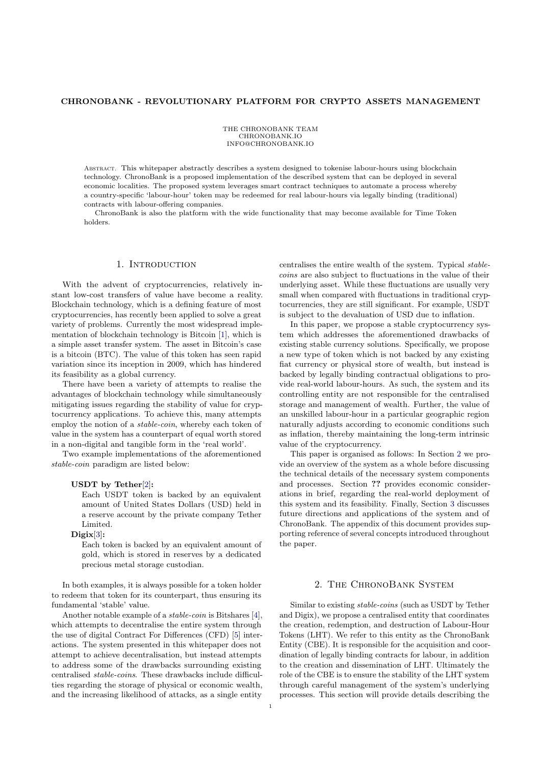# CHRONOBANK - REVOLUTIONARY PLATFORM FOR CRYPTO ASSETS MANAGEMENT

THE CHRONOBANK TEAM
CHRONOBANK.IO
INFO@CHRONOBANK.IO

Abstract. This whitepaper abstractly describes a system designed to tokenise labour-hours using blockchain technology. ChronoBank is a proposed implementation of the described system that can be deployed in several economic localities. The proposed system leverages smart contract techniques to automate a process whereby a country-specific 'labour-hour' token may be redeemed for real labour-hours via legally binding (traditional) contracts with labour-offering companies.

ChronoBank is also the platform with the wide functionality that may become available for Time Token holders.

## 1. Introduction

With the advent of cryptocurrencies, relatively instant low-cost transfers of value have become a reality. Blockchain technology, which is a defining feature of most cryptocurrencies, has recently been applied to solve a great variety of problems. Currently the most widespread implementation of blockchain technology is Bitcoin [1], which is a simple asset transfer system. The asset in Bitcoin's case is a bitcoin (BTC). The value of this token has seen rapid variation since its inception in 2009, which has hindered its feasibility as a global currency.

There have been a variety of attempts to realise the advantages of blockchain technology while simultaneously mitigating issues regarding the stability of value for cryptocurrency applications. To achieve this, many attempts employ the notion of a *stable-coin*, whereby each token of value in the system has a counterpart of equal worth stored in a non-digital and tangible form in the 'real world'.

Two example implementations of the aforementioned *stable-coin* paradigm are listed below:

**USDT by Tether**[2]:
Each USDT token is backed by an equivalent amount of United States Dollars (USD) held in a reserve account by the private company Tether Limited.

**Digix**[3]:
Each token is backed by an equivalent amount of gold, which is stored in reserves by a dedicated precious metal storage custodian.

In both examples, it is always possible for a token holder to redeem that token for its counterpart, thus ensuring its fundamental 'stable' value.

Another notable example of a *stable-coin* is Bitshares [4], which attempts to decentralise the entire system through the use of digital Contract For Differences (CFD) [5] interactions. The system presented in this whitepaper does not attempt to achieve decentralisation, but instead attempts to address some of the drawbacks surrounding existing centralised *stable-coins*. These drawbacks include difficulties regarding the storage of physical or economic wealth, and the increasing likelihood of attacks, as a single entity centralises the entire wealth of the system. Typical *stable-coins* are also subject to fluctuations in the value of their underlying asset. While these fluctuations are usually very small when compared with fluctuations in traditional cryptocurrencies, they are still significant. For example, USDT is subject to the devaluation of USD due to inflation.

In this paper, we propose a stable cryptocurrency system which addresses the aforementioned drawbacks of existing stable currency solutions. Specifically, we propose a new type of token which is not backed by any existing fiat currency or physical store of wealth, but instead is backed by legally binding contractual obligations to provide real-world labour-hours. As such, the system and its controlling entity are not responsible for the centralised storage and management of wealth. Further, the value of an unskilled labour-hour in a particular geographic region naturally adjusts according to economic conditions such as inflation, thereby maintaining the long-term intrinsic value of the cryptocurrency.

This paper is organised as follows: In Section 2 we provide an overview of the system as a whole before discussing the technical details of the necessary system components and processes. Section **??** provides economic considerations in brief, regarding the real-world deployment of this system and its feasibility. Finally, Section 3 discusses future directions and applications of the system and of ChronoBank. The appendix of this document provides supporting reference of several concepts introduced throughout the paper.

## 2. The ChronoBank System

Similar to existing *stable-coins* (such as USDT by Tether and Digix), we propose a centralised entity that coordinates the creation, redemption, and destruction of Labour-Hour Tokens (LHT). We refer to this entity as the ChronoBank Entity (CBE). It is responsible for the acquisition and coordination of legally binding contracts for labour, in addition to the creation and dissemination of LHT. Ultimately the role of the CBE is to ensure the stability of the LHT system through careful management of the system's underlying processes. This section will provide details describing the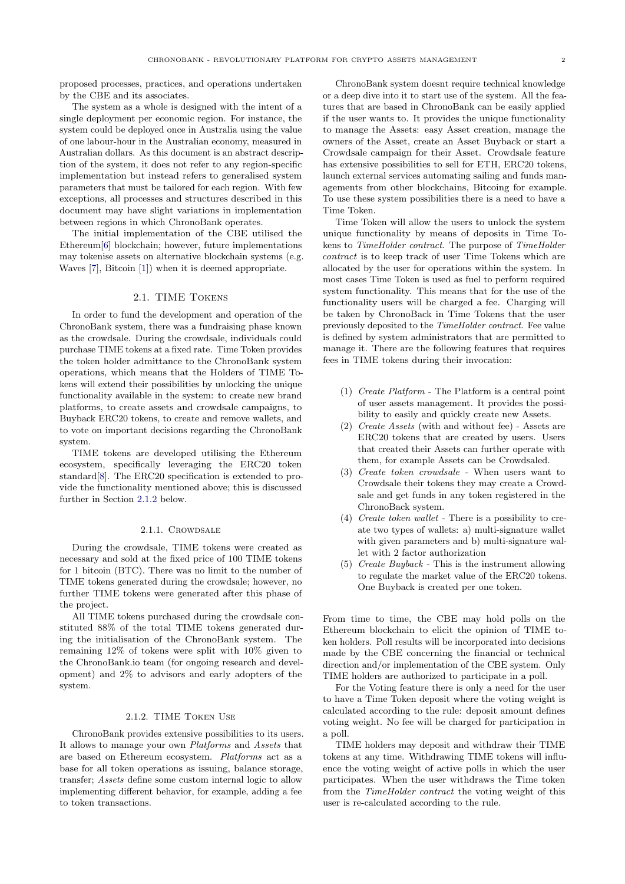proposed processes, practices, and operations undertaken by the CBE and its associates.

The system as a whole is designed with the intent of a single deployment per economic region. For instance, the system could be deployed once in Australia using the value of one labour-hour in the Australian economy, measured in Australian dollars. As this document is an abstract description of the system, it does not refer to any region-specific implementation but instead refers to generalised system parameters that must be tailored for each region. With few exceptions, all processes and structures described in this document may have slight variations in implementation between regions in which ChronoBank operates.

The initial implementation of the CBE utilised the Ethereum[6] blockchain; however, future implementations may tokenise assets on alternative blockchain systems (e.g. Waves [7], Bitcoin [1]) when it is deemed appropriate.

## 2.1. TIME Tokens

In order to fund the development and operation of the ChronoBank system, there was a fundraising phase known as the crowdsale. During the crowdsale, individuals could purchase TIME tokens at a fixed rate. Time Token provides the token holder admittance to the ChronoBank system operations, which means that the Holders of TIME Tokens will extend their possibilities by unlocking the unique functionality available in the system: to create new brand platforms, to create assets and crowdsale campaigns, to Buyback ERC20 tokens, to create and remove wallets, and to vote on important decisions regarding the ChronoBank system.

TIME tokens are developed utilising the Ethereum ecosystem, specifically leveraging the ERC20 token standard[8]. The ERC20 specification is extended to provide the functionality mentioned above; this is discussed further in Section 2.1.2 below.

### 2.1.1. Crowdsale

During the crowdsale, TIME tokens were created as necessary and sold at the fixed price of 100 TIME tokens for 1 bitcoin (BTC). There was no limit to the number of TIME tokens generated during the crowdsale; however, no further TIME tokens were generated after this phase of the project.

All TIME tokens purchased during the crowdsale constituted 88% of the total TIME tokens generated during the initialisation of the ChronoBank system. The remaining 12% of tokens were split with 10% given to the ChronoBank.io team (for ongoing research and development) and 2% to advisors and early adopters of the system.

### 2.1.2. TIME Token Use

ChronoBank provides extensive possibilities to its users. It allows to manage your own *Platforms* and *Assets* that are based on Ethereum ecosystem. *Platforms* act as a base for all token operations as issuing, balance storage, transfer; *Assets* define some custom internal logic to allow implementing different behavior, for example, adding a fee to token transactions.

ChronoBank system doesnt require technical knowledge or a deep dive into it to start use of the system. All the features that are based in ChronoBank can be easily applied if the user wants to. It provides the unique functionality to manage the Assets: easy Asset creation, manage the owners of the Asset, create an Asset Buyback or start a Crowdsale campaign for their Asset. Crowdsale feature has extensive possibilities to sell for ETH, ERC20 tokens, launch external services automating sailing and funds managements from other blockchains, Bitcoing for example. To use these system possibilities there is a need to have a Time Token.

Time Token will allow the users to unlock the system unique functionality by means of deposits in Time Tokens to *TimeHolder contract*. The purpose of *TimeHolder contract* is to keep track of user Time Tokens which are allocated by the user for operations within the system. In most cases Time Token is used as fuel to perform required system functionality. This means that for the use of the functionality users will be charged a fee. Charging will be taken by ChronoBack in Time Tokens that the user previously deposited to the *TimeHolder contract*. Fee value is defined by system administrators that are permitted to manage it. There are the following features that requires fees in TIME tokens during their invocation:

1. *Create Platform* - The Platform is a central point of user assets management. It provides the possibility to easily and quickly create new Assets.
2. *Create Assets* (with and without fee) - Assets are ERC20 tokens that are created by users. Users that created their Assets can further operate with them, for example Assets can be Crowdsaled.
3. *Create token crowdsale* - When users want to Crowdsale their tokens they may create a Crowdsale and get funds in any token registered in the ChronoBack system.
4. *Create token wallet* - There is a possibility to create two types of wallets: a) multi-signature wallet with given parameters and b) multi-signature wallet with 2 factor authorization
5. *Create Buyback* - This is the instrument allowing to regulate the market value of the ERC20 tokens. One Buyback is created per one token.

From time to time, the CBE may hold polls on the Ethereum blockchain to elicit the opinion of TIME token holders. Poll results will be incorporated into decisions made by the CBE concerning the financial or technical direction and/or implementation of the CBE system. Only TIME holders are authorized to participate in a poll.

For the Voting feature there is only a need for the user to have a Time Token deposit where the voting weight is calculated according to the rule: deposit amount defines voting weight. No fee will be charged for participation in a poll.

TIME holders may deposit and withdraw their TIME tokens at any time. Withdrawing TIME tokens will influence the voting weight of active polls in which the user participates. When the user withdraws the Time token from the *TimeHolder contract* the voting weight of this user is re-calculated according to the rule.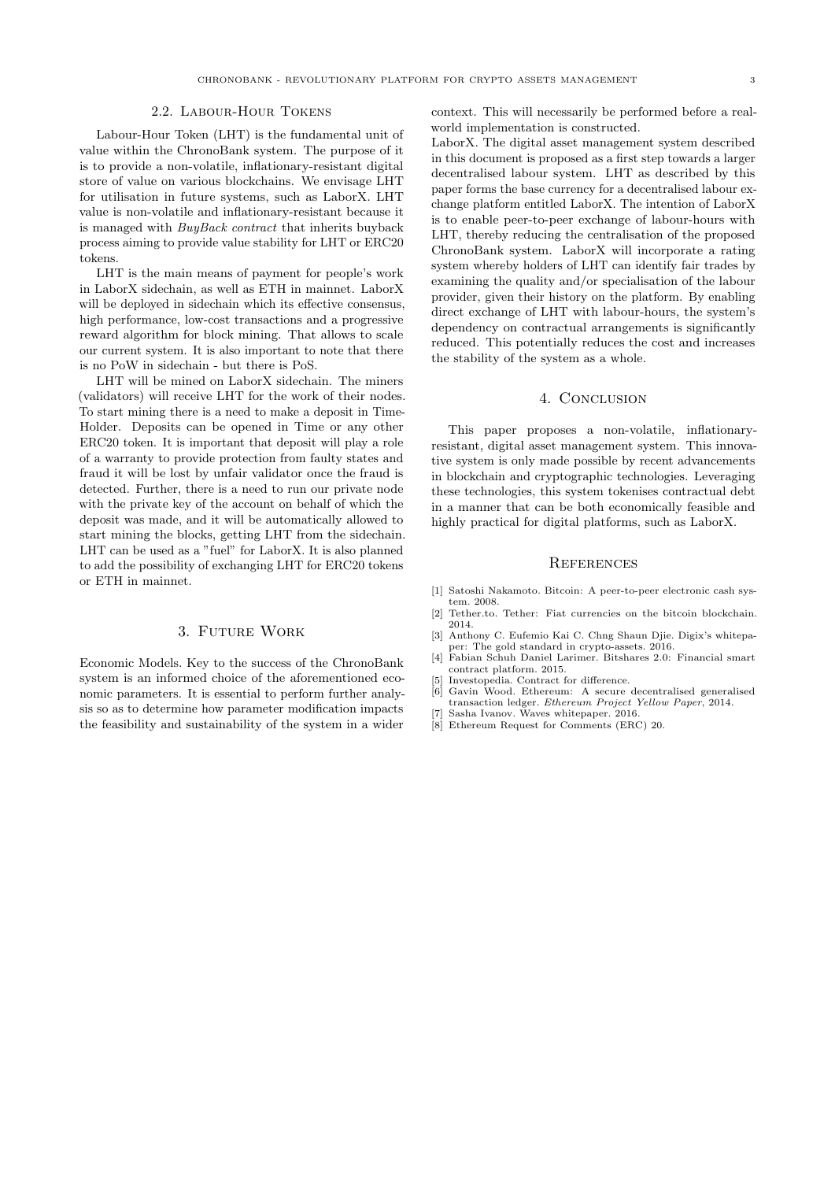## 2.2. Labour-Hour Tokens

Labour-Hour Token (LHT) is the fundamental unit of value within the ChronoBank system. The purpose of it is to provide a non-volatile, inflationary-resistant digital store of value on various blockchains. We envisage LHT for utilisation in future systems, such as LaborX. LHT value is non-volatile and inflationary-resistant because it is managed with *BuyBack contract* that inherits buyback process aiming to provide value stability for LHT or ERC20 tokens.

LHT is the main means of payment for people's work in LaborX sidechain, as well as ETH in mainnet. LaborX will be deployed in sidechain which its effective consensus, high performance, low-cost transactions and a progressive reward algorithm for block mining. That allows to scale our current system. It is also important to note that there is no PoW in sidechain - but there is PoS.

LHT will be mined on LaborX sidechain. The miners (validators) will receive LHT for the work of their nodes. To start mining there is a need to make a deposit in Time-Holder. Deposits can be opened in Time or any other ERC20 token. It is important that deposit will play a role of a warranty to provide protection from faulty states and fraud it will be lost by unfair validator once the fraud is detected. Further, there is a need to run our private node with the private key of the account on behalf of which the deposit was made, and it will be automatically allowed to start mining the blocks, getting LHT from the sidechain. LHT can be used as a "fuel" for LaborX. It is also planned to add the possibility of exchanging LHT for ERC20 tokens or ETH in mainnet.

## 3. Future Work

Economic Models. Key to the success of the ChronoBank system is an informed choice of the aforementioned economic parameters. It is essential to perform further analysis so as to determine how parameter modification impacts the feasibility and sustainability of the system in a wider context. This will necessarily be performed before a real-world implementation is constructed.

LaborX. The digital asset management system described in this document is proposed as a first step towards a larger decentralised labour system. LHT as described by this paper forms the base currency for a decentralised labour exchange platform entitled LaborX. The intention of LaborX is to enable peer-to-peer exchange of labour-hours with LHT, thereby reducing the centralisation of the proposed ChronoBank system. LaborX will incorporate a rating system whereby holders of LHT can identify fair trades by examining the quality and/or specialisation of the labour provider, given their history on the platform. By enabling direct exchange of LHT with labour-hours, the system's dependency on contractual arrangements is significantly reduced. This potentially reduces the cost and increases the stability of the system as a whole.

## 4. Conclusion

This paper proposes a non-volatile, inflationary-resistant, digital asset management system. This innovative system is only made possible by recent advancements in blockchain and cryptographic technologies. Leveraging these technologies, this system tokenises contractual debt in a manner that can be both economically feasible and highly practical for digital platforms, such as LaborX.

## References

[1] Satoshi Nakamoto. Bitcoin: A peer-to-peer electronic cash system. 2008.

[2] Tether.to. Tether: Fiat currencies on the bitcoin blockchain. 2014.

[3] Anthony C. Eufemio Kai C. Chng Shaun Djie. Digix's whitepaper: The gold standard in crypto-assets. 2016.

[4] Fabian Schuh Daniel Larimer. Bitshares 2.0: Financial smart contract platform. 2015.

[5] Investopedia. Contract for difference.

[6] Gavin Wood. Ethereum: A secure decentralised generalised transaction ledger. *Ethereum Project Yellow Paper*, 2014.

[7] Sasha Ivanov. Waves whitepaper. 2016.

[8] Ethereum Request for Comments (ERC) 20.